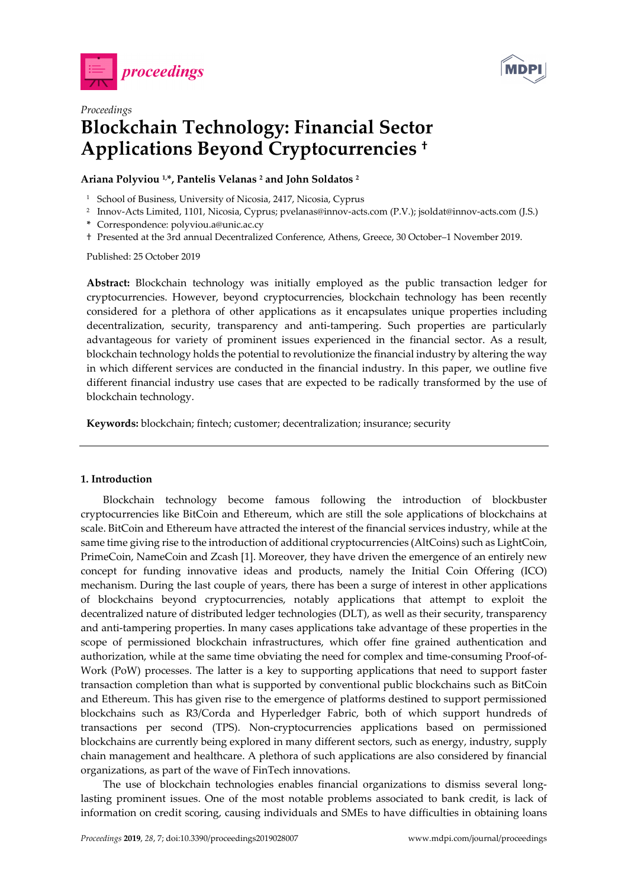*Proceedings*

# Blockchain Technology: Financial Sector Applications Beyond Cryptocurrencies †

**Ariana Polyviou [1,*], Pantelis Velanas [2] and John Soldatos [2]**

[1] School of Business, University of Nicosia, 2417, Nicosia, Cyprus
[2] Innov-Acts Limited, 1101, Nicosia, Cyprus; pvelanas@innov-acts.com (P.V.); jsoldat@innov-acts.com (J.S.)
* Correspondence: polyviou.a@unic.ac.cy
† Presented at the 3rd annual Decentralized Conference, Athens, Greece, 30 October–1 November 2019.

Published: 25 October 2019

**Abstract:** Blockchain technology was initially employed as the public transaction ledger for cryptocurrencies. However, beyond cryptocurrencies, blockchain technology has been recently considered for a plethora of other applications as it encapsulates unique properties including decentralization, security, transparency and anti-tampering. Such properties are particularly advantageous for variety of prominent issues experienced in the financial sector. As a result, blockchain technology holds the potential to revolutionize the financial industry by altering the way in which different services are conducted in the financial industry. In this paper, we outline five different financial industry use cases that are expected to be radically transformed by the use of blockchain technology.

**Keywords:** blockchain; fintech; customer; decentralization; insurance; security

## 1. Introduction

Blockchain technology become famous following the introduction of blockbuster cryptocurrencies like BitCoin and Ethereum, which are still the sole applications of blockchains at scale. BitCoin and Ethereum have attracted the interest of the financial services industry, while at the same time giving rise to the introduction of additional cryptocurrencies (AltCoins) such as LightCoin, PrimeCoin, NameCoin and Zcash [1]. Moreover, they have driven the emergence of an entirely new concept for funding innovative ideas and products, namely the Initial Coin Offering (ICO) mechanism. During the last couple of years, there has been a surge of interest in other applications of blockchains beyond cryptocurrencies, notably applications that attempt to exploit the decentralized nature of distributed ledger technologies (DLT), as well as their security, transparency and anti-tampering properties. In many cases applications take advantage of these properties in the scope of permissioned blockchain infrastructures, which offer fine grained authentication and authorization, while at the same time obviating the need for complex and time-consuming Proof-of-Work (PoW) processes. The latter is a key to supporting applications that need to support faster transaction completion than what is supported by conventional public blockchains such as BitCoin and Ethereum. This has given rise to the emergence of platforms destined to support permissioned blockchains such as R3/Corda and Hyperledger Fabric, both of which support hundreds of transactions per second (TPS). Non-cryptocurrencies applications based on permissioned blockchains are currently being explored in many different sectors, such as energy, industry, supply chain management and healthcare. A plethora of such applications are also considered by financial organizations, as part of the wave of FinTech innovations.

The use of blockchain technologies enables financial organizations to dismiss several long-lasting prominent issues. One of the most notable problems associated to bank credit, is lack of information on credit scoring, causing individuals and SMEs to have difficulties in obtaining loans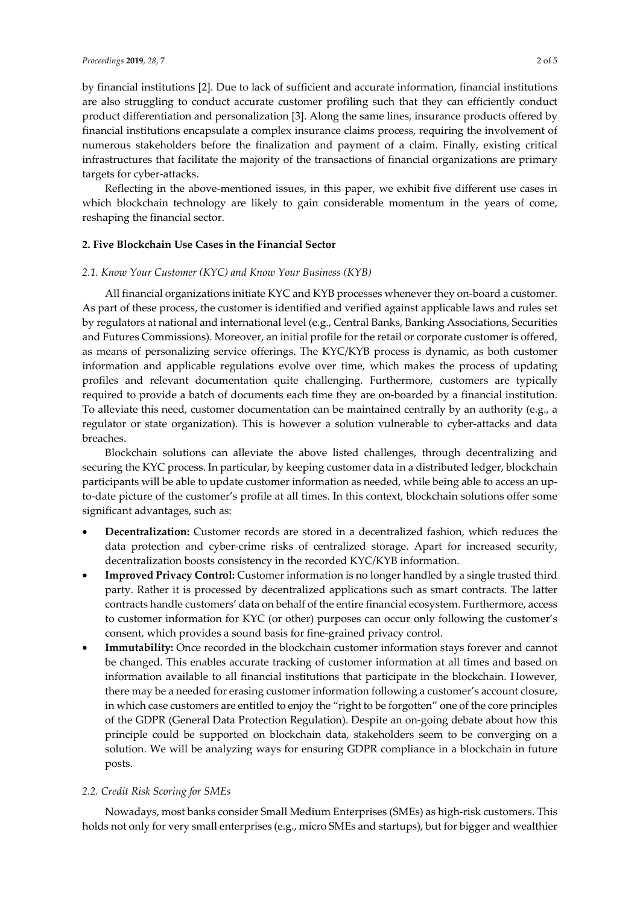by financial institutions [2]. Due to lack of sufficient and accurate information, financial institutions are also struggling to conduct accurate customer profiling such that they can efficiently conduct product differentiation and personalization [3]. Along the same lines, insurance products offered by financial institutions encapsulate a complex insurance claims process, requiring the involvement of numerous stakeholders before the finalization and payment of a claim. Finally, existing critical infrastructures that facilitate the majority of the transactions of financial organizations are primary targets for cyber-attacks.

Reflecting in the above-mentioned issues, in this paper, we exhibit five different use cases in which blockchain technology are likely to gain considerable momentum in the years of come, reshaping the financial sector.

## 2. Five Blockchain Use Cases in the Financial Sector

### *2.1. Know Your Customer (KYC) and Know Your Business (KYB)*

All financial organizations initiate KYC and KYB processes whenever they on-board a customer. As part of these process, the customer is identified and verified against applicable laws and rules set by regulators at national and international level (e.g., Central Banks, Banking Associations, Securities and Futures Commissions). Moreover, an initial profile for the retail or corporate customer is offered, as means of personalizing service offerings. The KYC/KYB process is dynamic, as both customer information and applicable regulations evolve over time, which makes the process of updating profiles and relevant documentation quite challenging. Furthermore, customers are typically required to provide a batch of documents each time they are on-boarded by a financial institution. To alleviate this need, customer documentation can be maintained centrally by an authority (e.g., a regulator or state organization). This is however a solution vulnerable to cyber-attacks and data breaches.

Blockchain solutions can alleviate the above listed challenges, through decentralizing and securing the KYC process. In particular, by keeping customer data in a distributed ledger, blockchain participants will be able to update customer information as needed, while being able to access an up-to-date picture of the customer's profile at all times. In this context, blockchain solutions offer some significant advantages, such as:

- **Decentralization:** Customer records are stored in a decentralized fashion, which reduces the data protection and cyber-crime risks of centralized storage. Apart for increased security, decentralization boosts consistency in the recorded KYC/KYB information.
- **Improved Privacy Control:** Customer information is no longer handled by a single trusted third party. Rather it is processed by decentralized applications such as smart contracts. The latter contracts handle customers' data on behalf of the entire financial ecosystem. Furthermore, access to customer information for KYC (or other) purposes can occur only following the customer's consent, which provides a sound basis for fine-grained privacy control.
- **Immutability:** Once recorded in the blockchain customer information stays forever and cannot be changed. This enables accurate tracking of customer information at all times and based on information available to all financial institutions that participate in the blockchain. However, there may be a needed for erasing customer information following a customer's account closure, in which case customers are entitled to enjoy the "right to be forgotten" one of the core principles of the GDPR (General Data Protection Regulation). Despite an on-going debate about how this principle could be supported on blockchain data, stakeholders seem to be converging on a solution. We will be analyzing ways for ensuring GDPR compliance in a blockchain in future posts.

### *2.2. Credit Risk Scoring for SMEs*

Nowadays, most banks consider Small Medium Enterprises (SMEs) as high-risk customers. This holds not only for very small enterprises (e.g., micro SMEs and startups), but for bigger and wealthier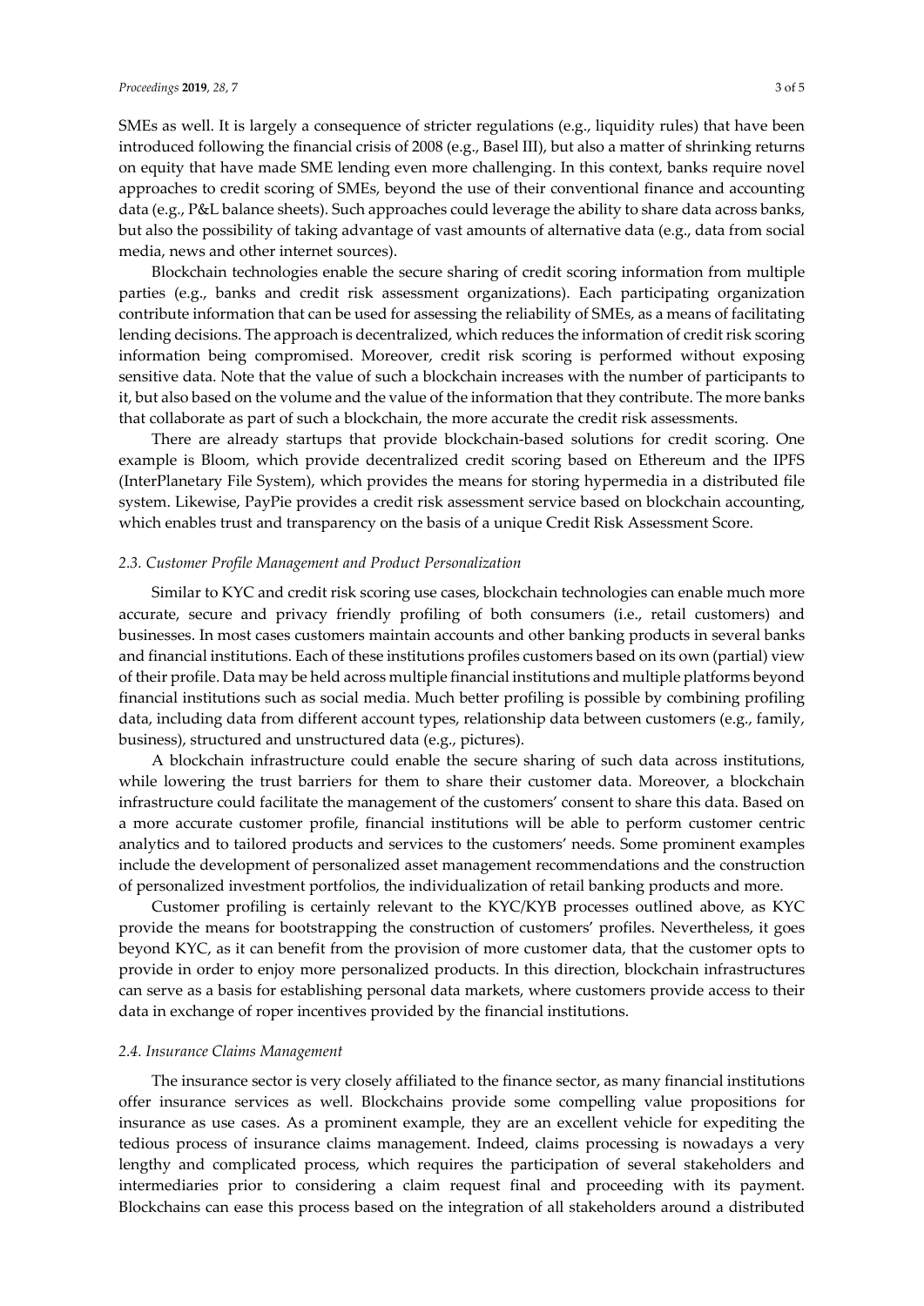SMEs as well. It is largely a consequence of stricter regulations (e.g., liquidity rules) that have been introduced following the financial crisis of 2008 (e.g., Basel III), but also a matter of shrinking returns on equity that have made SME lending even more challenging. In this context, banks require novel approaches to credit scoring of SMEs, beyond the use of their conventional finance and accounting data (e.g., P&L balance sheets). Such approaches could leverage the ability to share data across banks, but also the possibility of taking advantage of vast amounts of alternative data (e.g., data from social media, news and other internet sources).

Blockchain technologies enable the secure sharing of credit scoring information from multiple parties (e.g., banks and credit risk assessment organizations). Each participating organization contribute information that can be used for assessing the reliability of SMEs, as a means of facilitating lending decisions. The approach is decentralized, which reduces the information of credit risk scoring information being compromised. Moreover, credit risk scoring is performed without exposing sensitive data. Note that the value of such a blockchain increases with the number of participants to it, but also based on the volume and the value of the information that they contribute. The more banks that collaborate as part of such a blockchain, the more accurate the credit risk assessments.

There are already startups that provide blockchain-based solutions for credit scoring. One example is Bloom, which provide decentralized credit scoring based on Ethereum and the IPFS (InterPlanetary File System), which provides the means for storing hypermedia in a distributed file system. Likewise, PayPie provides a credit risk assessment service based on blockchain accounting, which enables trust and transparency on the basis of a unique Credit Risk Assessment Score.

### *2.3. Customer Profile Management and Product Personalization*

Similar to KYC and credit risk scoring use cases, blockchain technologies can enable much more accurate, secure and privacy friendly profiling of both consumers (i.e., retail customers) and businesses. In most cases customers maintain accounts and other banking products in several banks and financial institutions. Each of these institutions profiles customers based on its own (partial) view of their profile. Data may be held across multiple financial institutions and multiple platforms beyond financial institutions such as social media. Much better profiling is possible by combining profiling data, including data from different account types, relationship data between customers (e.g., family, business), structured and unstructured data (e.g., pictures).

A blockchain infrastructure could enable the secure sharing of such data across institutions, while lowering the trust barriers for them to share their customer data. Moreover, a blockchain infrastructure could facilitate the management of the customers' consent to share this data. Based on a more accurate customer profile, financial institutions will be able to perform customer centric analytics and to tailored products and services to the customers' needs. Some prominent examples include the development of personalized asset management recommendations and the construction of personalized investment portfolios, the individualization of retail banking products and more.

Customer profiling is certainly relevant to the KYC/KYB processes outlined above, as KYC provide the means for bootstrapping the construction of customers' profiles. Nevertheless, it goes beyond KYC, as it can benefit from the provision of more customer data, that the customer opts to provide in order to enjoy more personalized products. In this direction, blockchain infrastructures can serve as a basis for establishing personal data markets, where customers provide access to their data in exchange of roper incentives provided by the financial institutions.

### *2.4. Insurance Claims Management*

The insurance sector is very closely affiliated to the finance sector, as many financial institutions offer insurance services as well. Blockchains provide some compelling value propositions for insurance as use cases. As a prominent example, they are an excellent vehicle for expediting the tedious process of insurance claims management. Indeed, claims processing is nowadays a very lengthy and complicated process, which requires the participation of several stakeholders and intermediaries prior to considering a claim request final and proceeding with its payment. Blockchains can ease this process based on the integration of all stakeholders around a distributed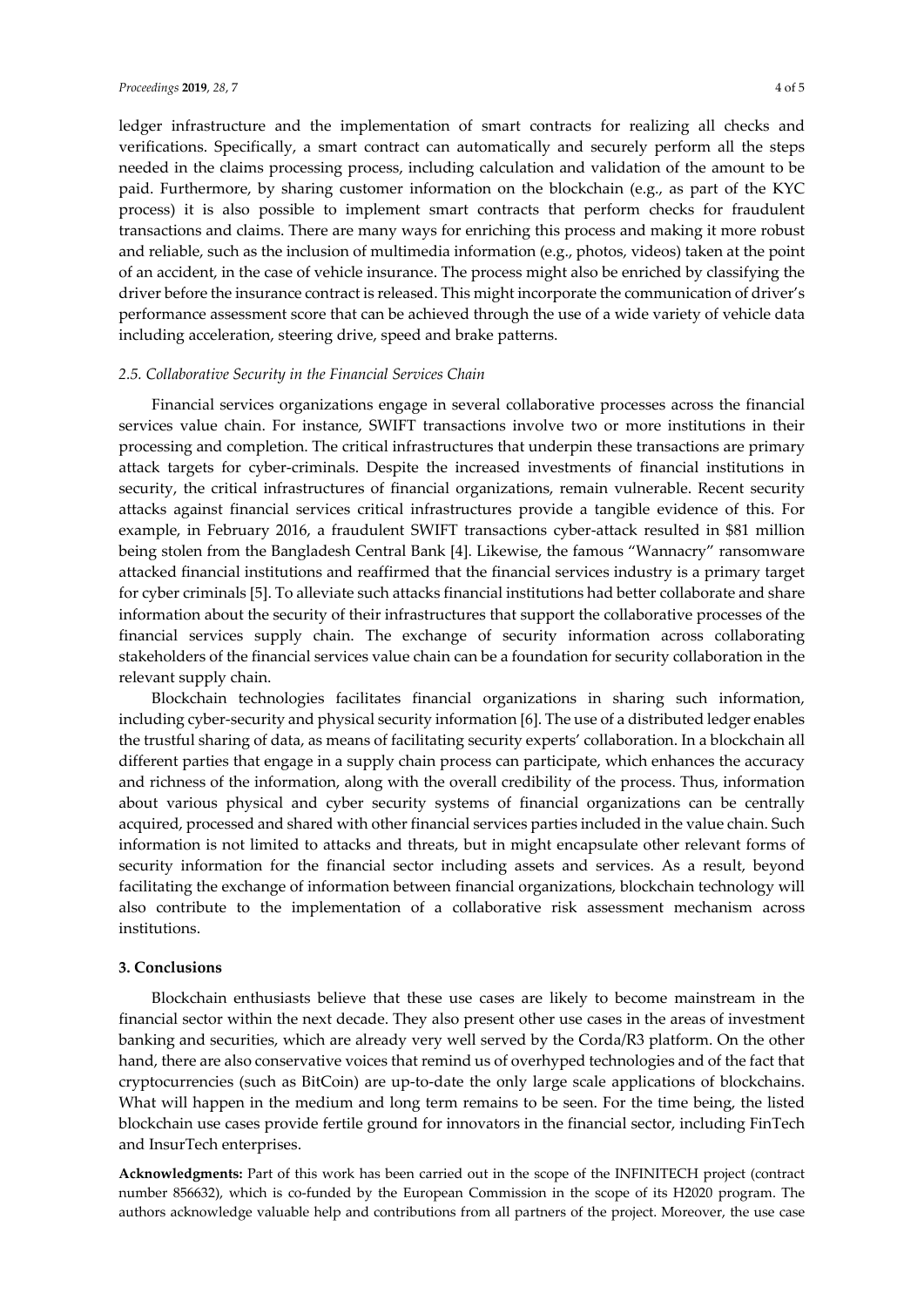ledger infrastructure and the implementation of smart contracts for realizing all checks and verifications. Specifically, a smart contract can automatically and securely perform all the steps needed in the claims processing process, including calculation and validation of the amount to be paid. Furthermore, by sharing customer information on the blockchain (e.g., as part of the KYC process) it is also possible to implement smart contracts that perform checks for fraudulent transactions and claims. There are many ways for enriching this process and making it more robust and reliable, such as the inclusion of multimedia information (e.g., photos, videos) taken at the point of an accident, in the case of vehicle insurance. The process might also be enriched by classifying the driver before the insurance contract is released. This might incorporate the communication of driver's performance assessment score that can be achieved through the use of a wide variety of vehicle data including acceleration, steering drive, speed and brake patterns.

### *2.5. Collaborative Security in the Financial Services Chain*

Financial services organizations engage in several collaborative processes across the financial services value chain. For instance, SWIFT transactions involve two or more institutions in their processing and completion. The critical infrastructures that underpin these transactions are primary attack targets for cyber-criminals. Despite the increased investments of financial institutions in security, the critical infrastructures of financial organizations, remain vulnerable. Recent security attacks against financial services critical infrastructures provide a tangible evidence of this. For example, in February 2016, a fraudulent SWIFT transactions cyber-attack resulted in $81 million being stolen from the Bangladesh Central Bank [4]. Likewise, the famous "Wannacry" ransomware attacked financial institutions and reaffirmed that the financial services industry is a primary target for cyber criminals [5]. To alleviate such attacks financial institutions had better collaborate and share information about the security of their infrastructures that support the collaborative processes of the financial services supply chain. The exchange of security information across collaborating stakeholders of the financial services value chain can be a foundation for security collaboration in the relevant supply chain.

Blockchain technologies facilitates financial organizations in sharing such information, including cyber-security and physical security information [6]. The use of a distributed ledger enables the trustful sharing of data, as means of facilitating security experts' collaboration. In a blockchain all different parties that engage in a supply chain process can participate, which enhances the accuracy and richness of the information, along with the overall credibility of the process. Thus, information about various physical and cyber security systems of financial organizations can be centrally acquired, processed and shared with other financial services parties included in the value chain. Such information is not limited to attacks and threats, but in might encapsulate other relevant forms of security information for the financial sector including assets and services. As a result, beyond facilitating the exchange of information between financial organizations, blockchain technology will also contribute to the implementation of a collaborative risk assessment mechanism across institutions.

## 3. Conclusions

Blockchain enthusiasts believe that these use cases are likely to become mainstream in the financial sector within the next decade. They also present other use cases in the areas of investment banking and securities, which are already very well served by the Corda/R3 platform. On the other hand, there are also conservative voices that remind us of overhyped technologies and of the fact that cryptocurrencies (such as BitCoin) are up-to-date the only large scale applications of blockchains. What will happen in the medium and long term remains to be seen. For the time being, the listed blockchain use cases provide fertile ground for innovators in the financial sector, including FinTech and InsurTech enterprises.

**Acknowledgments:** Part of this work has been carried out in the scope of the INFINITECH project (contract number 856632), which is co-funded by the European Commission in the scope of its H2020 program. The authors acknowledge valuable help and contributions from all partners of the project. Moreover, the use case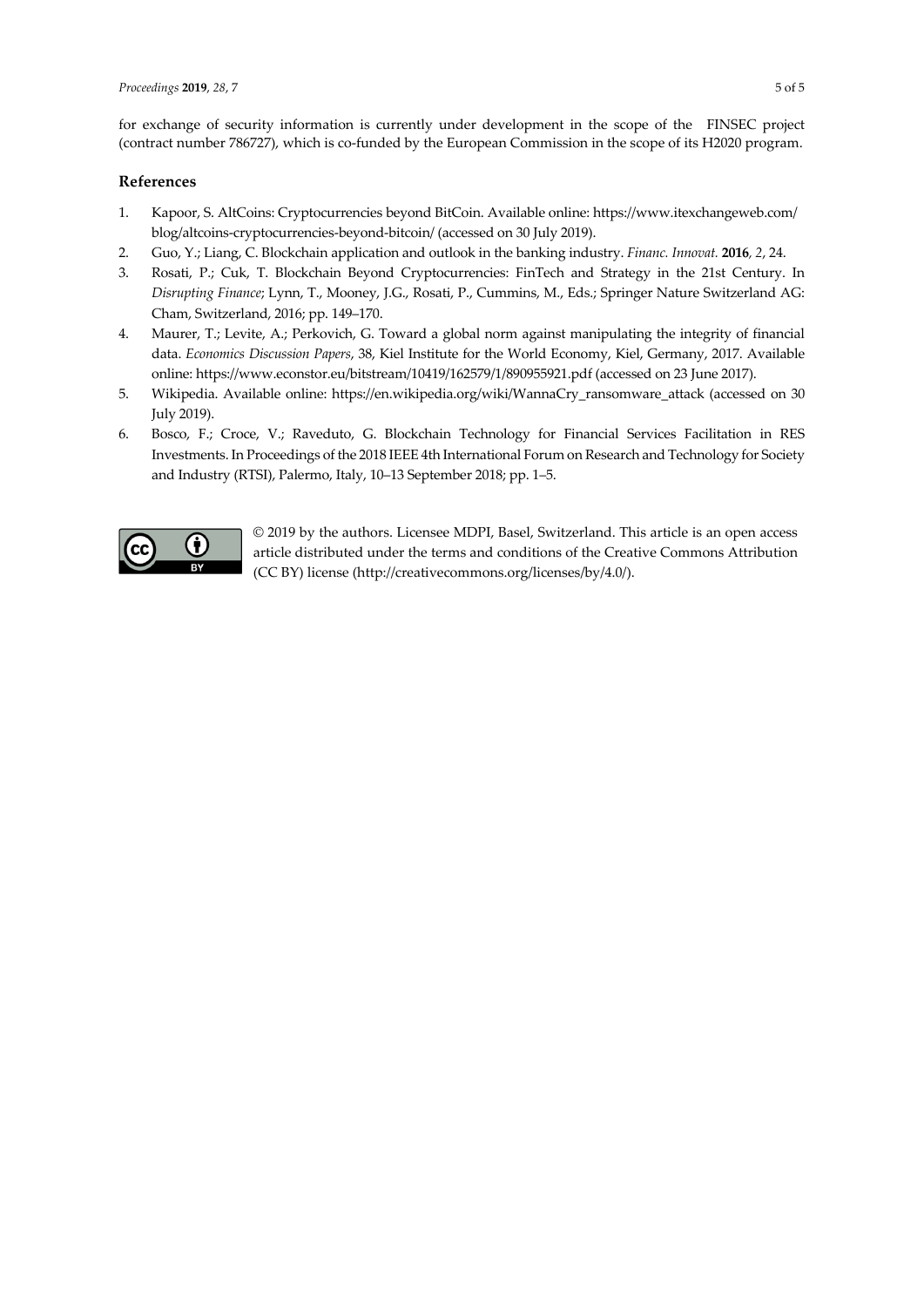for exchange of security information is currently under development in the scope of the FINSEC project (contract number 786727), which is co-funded by the European Commission in the scope of its H2020 program.

## References

1. Kapoor, S. AltCoins: Cryptocurrencies beyond BitCoin. Available online: https://www.itexchangeweb.com/blog/altcoins-cryptocurrencies-beyond-bitcoin/ (accessed on 30 July 2019).
2. Guo, Y.; Liang, C. Blockchain application and outlook in the banking industry. *Financ. Innovat.* **2016**, *2*, 24.
3. Rosati, P.; Cuk, T. Blockchain Beyond Cryptocurrencies: FinTech and Strategy in the 21st Century. In *Disrupting Finance*; Lynn, T., Mooney, J.G., Rosati, P., Cummins, M., Eds.; Springer Nature Switzerland AG: Cham, Switzerland, 2016; pp. 149–170.
4. Maurer, T.; Levite, A.; Perkovich, G. Toward a global norm against manipulating the integrity of financial data. *Economics Discussion Papers*, 38, Kiel Institute for the World Economy, Kiel, Germany, 2017. Available online: https://www.econstor.eu/bitstream/10419/162579/1/890955921.pdf (accessed on 23 June 2017).
5. Wikipedia. Available online: https://en.wikipedia.org/wiki/WannaCry_ransomware_attack (accessed on 30 July 2019).
6. Bosco, F.; Croce, V.; Raveduto, G. Blockchain Technology for Financial Services Facilitation in RES Investments. In Proceedings of the 2018 IEEE 4th International Forum on Research and Technology for Society and Industry (RTSI), Palermo, Italy, 10–13 September 2018; pp. 1–5.

© 2019 by the authors. Licensee MDPI, Basel, Switzerland. This article is an open access article distributed under the terms and conditions of the Creative Commons Attribution (CC BY) license (http://creativecommons.org/licenses/by/4.0/).